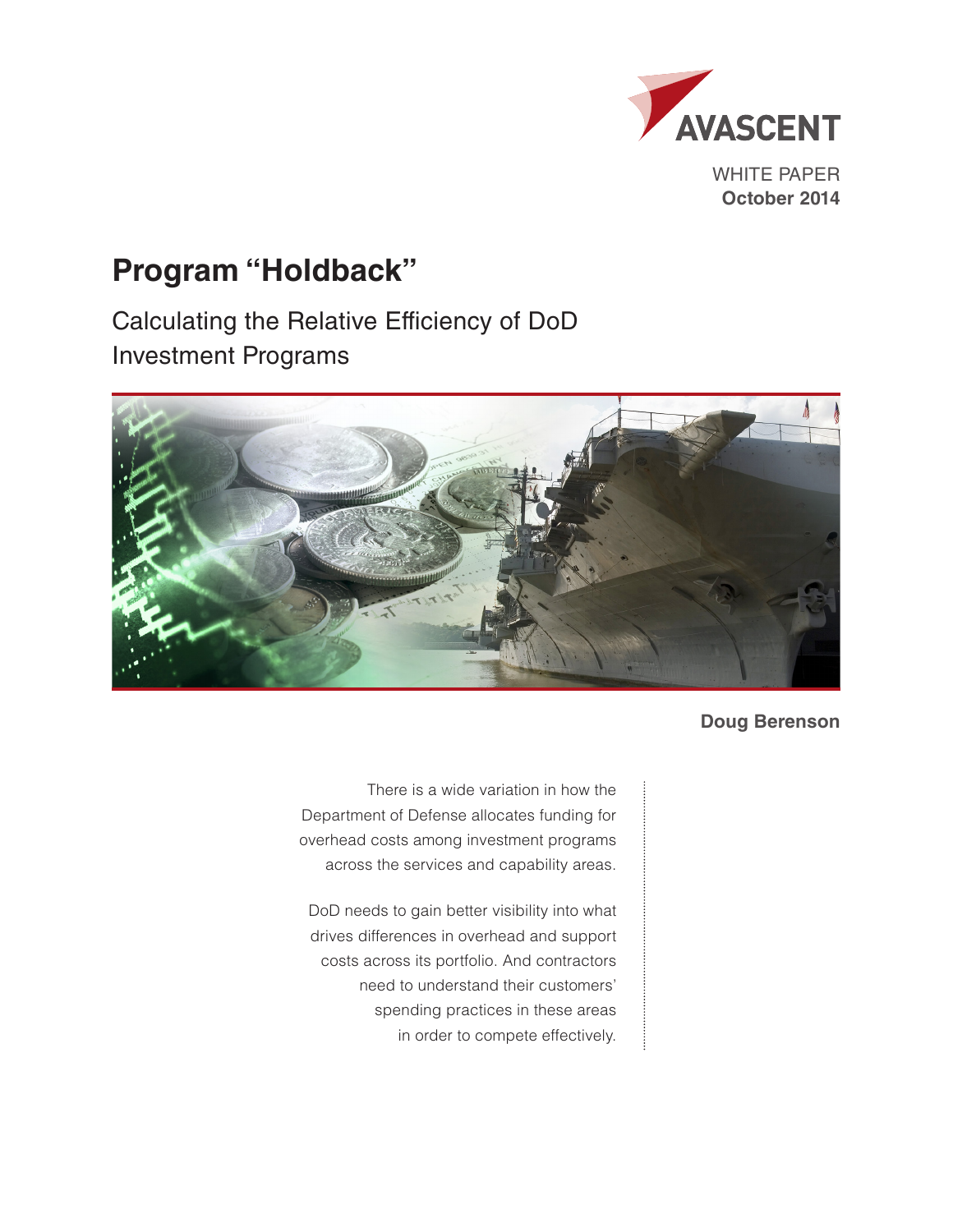AVASCENT

WHITE PAPER
**October 2014**

# Program "Holdback"

## Calculating the Relative Efficiency of DoD Investment Programs

**Doug Berenson**

There is a wide variation in how the Department of Defense allocates funding for overhead costs among investment programs across the services and capability areas.

DoD needs to gain better visibility into what drives differences in overhead and support costs across its portfolio. And contractors need to understand their customers' spending practices in these areas in order to compete effectively.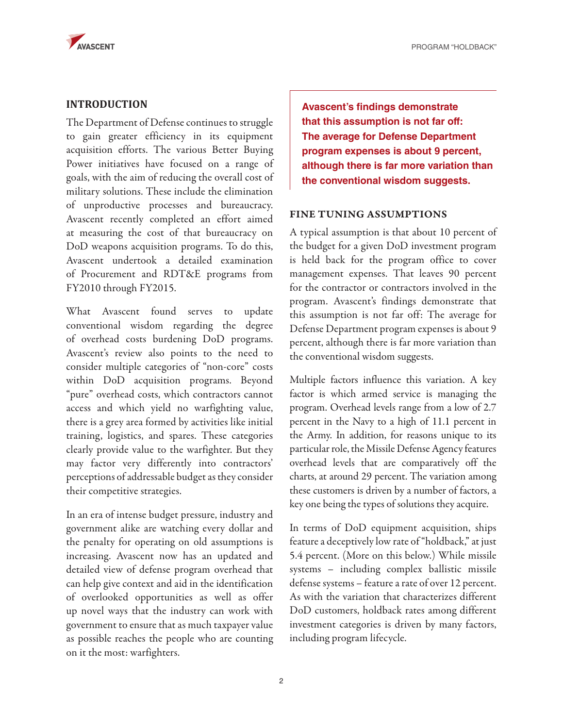## INTRODUCTION

The Department of Defense continues to struggle to gain greater efficiency in its equipment acquisition efforts. The various Better Buying Power initiatives have focused on a range of goals, with the aim of reducing the overall cost of military solutions. These include the elimination of unproductive processes and bureaucracy. Avascent recently completed an effort aimed at measuring the cost of that bureaucracy on DoD weapons acquisition programs. To do this, Avascent undertook a detailed examination of Procurement and RDT&E programs from FY2010 through FY2015.

What Avascent found serves to update conventional wisdom regarding the degree of overhead costs burdening DoD programs. Avascent's review also points to the need to consider multiple categories of "non-core" costs within DoD acquisition programs. Beyond "pure" overhead costs, which contractors cannot access and which yield no warfighting value, there is a grey area formed by activities like initial training, logistics, and spares. These categories clearly provide value to the warfighter. But they may factor very differently into contractors' perceptions of addressable budget as they consider their competitive strategies.

In an era of intense budget pressure, industry and government alike are watching every dollar and the penalty for operating on old assumptions is increasing. Avascent now has an updated and detailed view of defense program overhead that can help give context and aid in the identification of overlooked opportunities as well as offer up novel ways that the industry can work with government to ensure that as much taxpayer value as possible reaches the people who are counting on it the most: warfighters.

**Avascent's findings demonstrate that this assumption is not far off: The average for Defense Department program expenses is about 9 percent, although there is far more variation than the conventional wisdom suggests.**

## FINE TUNING ASSUMPTIONS

A typical assumption is that about 10 percent of the budget for a given DoD investment program is held back for the program office to cover management expenses. That leaves 90 percent for the contractor or contractors involved in the program. Avascent's findings demonstrate that this assumption is not far off: The average for Defense Department program expenses is about 9 percent, although there is far more variation than the conventional wisdom suggests.

Multiple factors influence this variation. A key factor is which armed service is managing the program. Overhead levels range from a low of 2.7 percent in the Navy to a high of 11.1 percent in the Army. In addition, for reasons unique to its particular role, the Missile Defense Agency features overhead levels that are comparatively off the charts, at around 29 percent. The variation among these customers is driven by a number of factors, a key one being the types of solutions they acquire.

In terms of DoD equipment acquisition, ships feature a deceptively low rate of "holdback," at just 5.4 percent. (More on this below.) While missile systems – including complex ballistic missile defense systems – feature a rate of over 12 percent. As with the variation that characterizes different DoD customers, holdback rates among different investment categories is driven by many factors, including program lifecycle.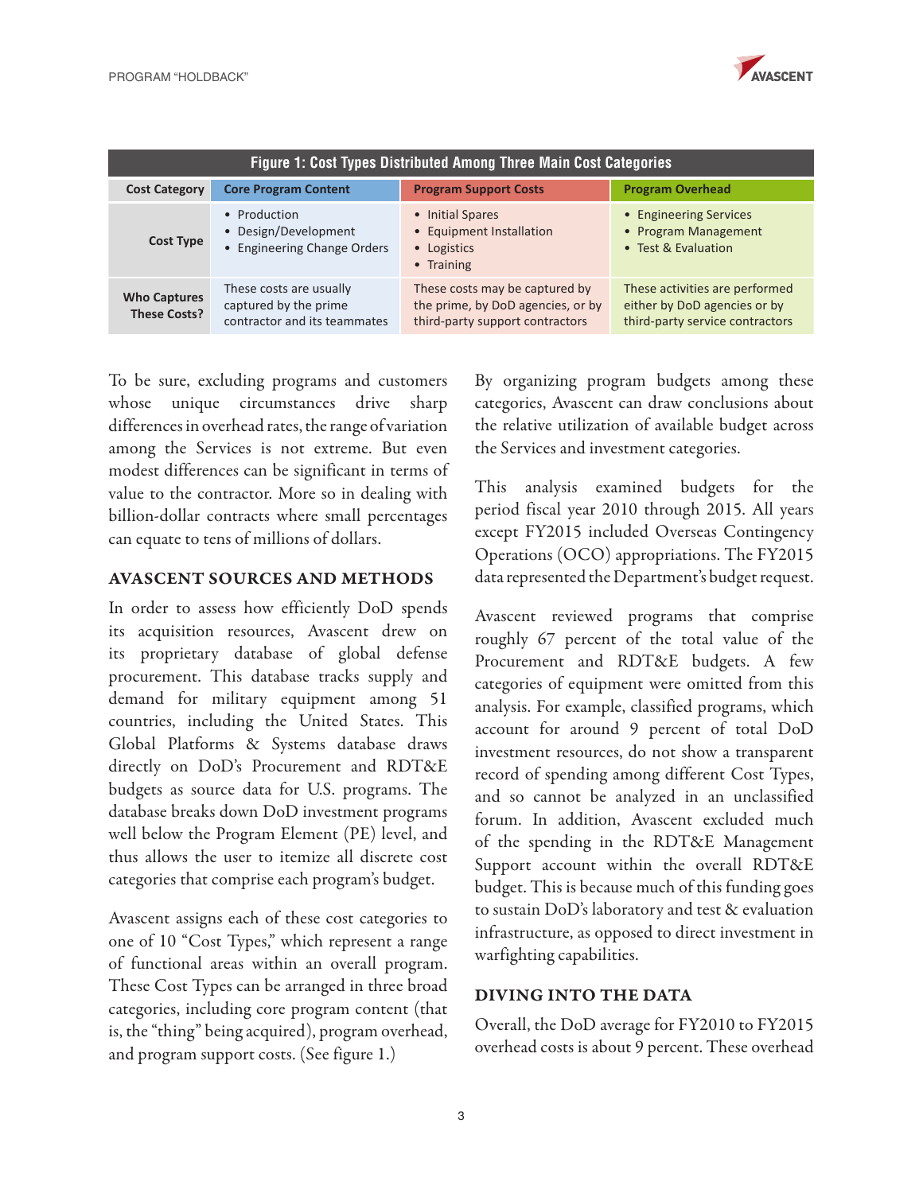**Figure 1: Cost Types Distributed Among Three Main Cost Categories**

| Cost Category | Core Program Content | Program Support Costs | Program Overhead |
|---|---|---|---|
| Cost Type | • Production<br>• Design/Development<br>• Engineering Change Orders | • Initial Spares<br>• Equipment Installation<br>• Logistics<br>• Training | • Engineering Services<br>• Program Management<br>• Test & Evaluation |
| Who Captures These Costs? | These costs are usually captured by the prime contractor and its teammates | These costs may be captured by the prime, by DoD agencies, or by third-party support contractors | These activities are performed either by DoD agencies or by third-party service contractors |

To be sure, excluding programs and customers whose unique circumstances drive sharp differences in overhead rates, the range of variation among the Services is not extreme. But even modest differences can be significant in terms of value to the contractor. More so in dealing with billion-dollar contracts where small percentages can equate to tens of millions of dollars.

## AVASCENT SOURCES AND METHODS

In order to assess how efficiently DoD spends its acquisition resources, Avascent drew on its proprietary database of global defense procurement. This database tracks supply and demand for military equipment among 51 countries, including the United States. This Global Platforms & Systems database draws directly on DoD's Procurement and RDT&E budgets as source data for U.S. programs. The database breaks down DoD investment programs well below the Program Element (PE) level, and thus allows the user to itemize all discrete cost categories that comprise each program's budget.

Avascent assigns each of these cost categories to one of 10 "Cost Types," which represent a range of functional areas within an overall program. These Cost Types can be arranged in three broad categories, including core program content (that is, the "thing" being acquired), program overhead, and program support costs. (See figure 1.)

By organizing program budgets among these categories, Avascent can draw conclusions about the relative utilization of available budget across the Services and investment categories.

This analysis examined budgets for the period fiscal year 2010 through 2015. All years except FY2015 included Overseas Contingency Operations (OCO) appropriations. The FY2015 data represented the Department's budget request.

Avascent reviewed programs that comprise roughly 67 percent of the total value of the Procurement and RDT&E budgets. A few categories of equipment were omitted from this analysis. For example, classified programs, which account for around 9 percent of total DoD investment resources, do not show a transparent record of spending among different Cost Types, and so cannot be analyzed in an unclassified forum. In addition, Avascent excluded much of the spending in the RDT&E Management Support account within the overall RDT&E budget. This is because much of this funding goes to sustain DoD's laboratory and test & evaluation infrastructure, as opposed to direct investment in warfighting capabilities.

## DIVING INTO THE DATA

Overall, the DoD average for FY2010 to FY2015 overhead costs is about 9 percent. These overhead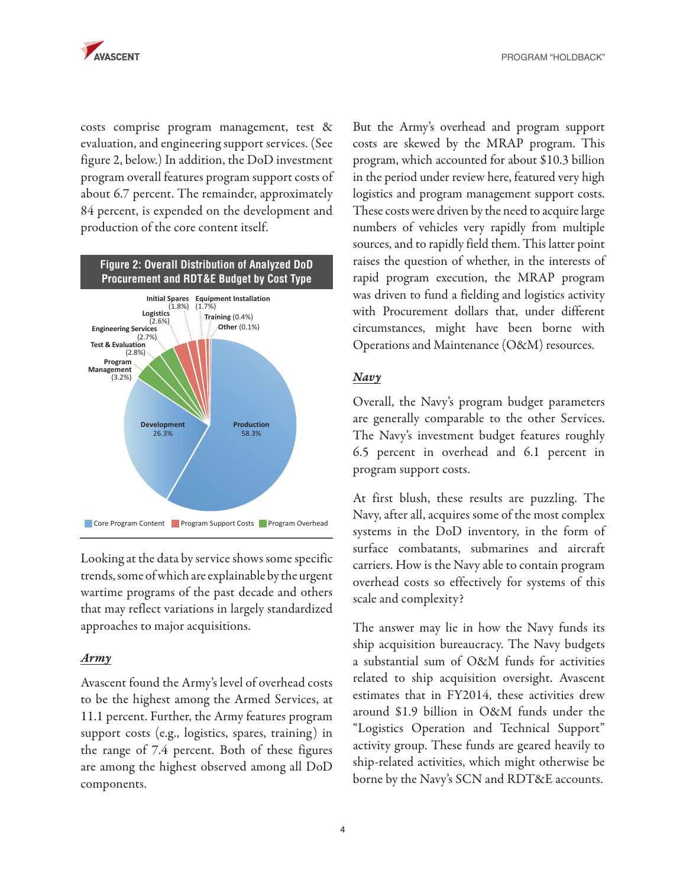costs comprise program management, test & evaluation, and engineering support services. (See figure 2, below.) In addition, the DoD investment program overall features program support costs of about 6.7 percent. The remainder, approximately 84 percent, is expended on the development and production of the core content itself.

**Figure 2: Overall Distribution of Analyzed DoD Procurement and RDT&E Budget by Cost Type**

| Cost Type | Category | Share |
|---|---|---|
| Production | Core Program Content | 58.3% |
| Development | Core Program Content | 26.3% |
| Program Management | Program Overhead | 3.2% |
| Test & Evaluation | Program Overhead | 2.8% |
| Engineering Services | Program Overhead | 2.7% |
| Logistics | Program Support Costs | 2.6% |
| Initial Spares | Program Support Costs | 1.8% |
| Equipment Installation | Program Support Costs | 1.7% |
| Training | Program Support Costs | 0.4% |
| Other | Program Support Costs | 0.1% |

Looking at the data by service shows some specific trends, some of which are explainable by the urgent wartime programs of the past decade and others that may reflect variations in largely standardized approaches to major acquisitions.

### *Army*

Avascent found the Army's level of overhead costs to be the highest among the Armed Services, at 11.1 percent. Further, the Army features program support costs (e.g., logistics, spares, training) in the range of 7.4 percent. Both of these figures are among the highest observed among all DoD components.

But the Army's overhead and program support costs are skewed by the MRAP program. This program, which accounted for about $10.3 billion in the period under review here, featured very high logistics and program management support costs. These costs were driven by the need to acquire large numbers of vehicles very rapidly from multiple sources, and to rapidly field them. This latter point raises the question of whether, in the interests of rapid program execution, the MRAP program was driven to fund a fielding and logistics activity with Procurement dollars that, under different circumstances, might have been borne with Operations and Maintenance (O&M) resources.

### *Navy*

Overall, the Navy's program budget parameters are generally comparable to the other Services. The Navy's investment budget features roughly 6.5 percent in overhead and 6.1 percent in program support costs.

At first blush, these results are puzzling. The Navy, after all, acquires some of the most complex systems in the DoD inventory, in the form of surface combatants, submarines and aircraft carriers. How is the Navy able to contain program overhead costs so effectively for systems of this scale and complexity?

The answer may lie in how the Navy funds its ship acquisition bureaucracy. The Navy budgets a substantial sum of O&M funds for activities related to ship acquisition oversight. Avascent estimates that in FY2014, these activities drew around $1.9 billion in O&M funds under the "Logistics Operation and Technical Support" activity group. These funds are geared heavily to ship-related activities, which might otherwise be borne by the Navy's SCN and RDT&E accounts.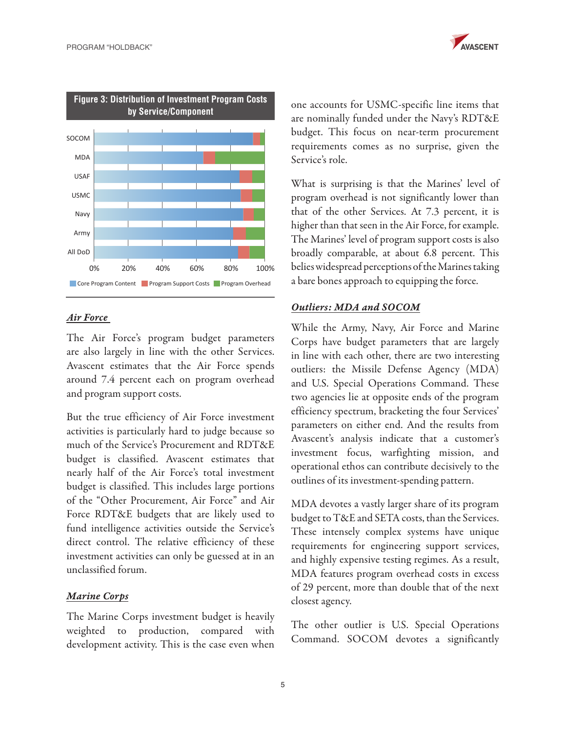**Figure 3: Distribution of Investment Program Costs by Service/Component**

Core Program Content | Program Support Costs | Program Overhead

SOCOM, MDA, USAF, USMC, Navy, Army, All DoD

0% 20% 40% 60% 80% 100%

### *Air Force*

The Air Force's program budget parameters are also largely in line with the other Services. Avascent estimates that the Air Force spends around 7.4 percent each on program overhead and program support costs.

But the true efficiency of Air Force investment activities is particularly hard to judge because so much of the Service's Procurement and RDT&E budget is classified. Avascent estimates that nearly half of the Air Force's total investment budget is classified. This includes large portions of the "Other Procurement, Air Force" and Air Force RDT&E budgets that are likely used to fund intelligence activities outside the Service's direct control. The relative efficiency of these investment activities can only be guessed at in an unclassified forum.

### *Marine Corps*

The Marine Corps investment budget is heavily weighted to production, compared with development activity. This is the case even when one accounts for USMC-specific line items that are nominally funded under the Navy's RDT&E budget. This focus on near-term procurement requirements comes as no surprise, given the Service's role.

What is surprising is that the Marines' level of program overhead is not significantly lower than that of the other Services. At 7.3 percent, it is higher than that seen in the Air Force, for example. The Marines' level of program support costs is also broadly comparable, at about 6.8 percent. This belies widespread perceptions of the Marines taking a bare bones approach to equipping the force.

### *Outliers: MDA and SOCOM*

While the Army, Navy, Air Force and Marine Corps have budget parameters that are largely in line with each other, there are two interesting outliers: the Missile Defense Agency (MDA) and U.S. Special Operations Command. These two agencies lie at opposite ends of the program efficiency spectrum, bracketing the four Services' parameters on either end. And the results from Avascent's analysis indicate that a customer's investment focus, warfighting mission, and operational ethos can contribute decisively to the outlines of its investment-spending pattern.

MDA devotes a vastly larger share of its program budget to T&E and SETA costs, than the Services. These intensely complex systems have unique requirements for engineering support services, and highly expensive testing regimes. As a result, MDA features program overhead costs in excess of 29 percent, more than double that of the next closest agency.

The other outlier is U.S. Special Operations Command. SOCOM devotes a significantly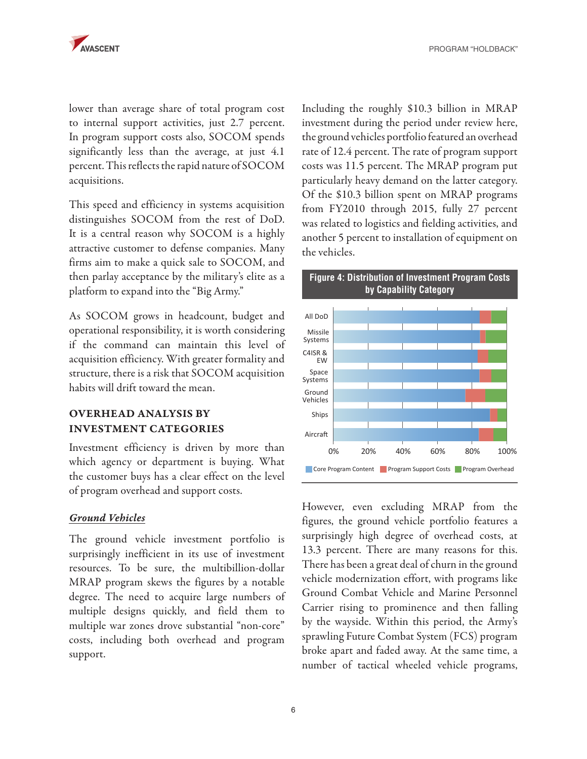lower than average share of total program cost to internal support activities, just 2.7 percent. In program support costs also, SOCOM spends significantly less than the average, at just 4.1 percent. This reflects the rapid nature of SOCOM acquisitions.

This speed and efficiency in systems acquisition distinguishes SOCOM from the rest of DoD. It is a central reason why SOCOM is a highly attractive customer to defense companies. Many firms aim to make a quick sale to SOCOM, and then parlay acceptance by the military's elite as a platform to expand into the "Big Army."

As SOCOM grows in headcount, budget and operational responsibility, it is worth considering if the command can maintain this level of acquisition efficiency. With greater formality and structure, there is a risk that SOCOM acquisition habits will drift toward the mean.

## OVERHEAD ANALYSIS BY INVESTMENT CATEGORIES

Investment efficiency is driven by more than which agency or department is buying. What the customer buys has a clear effect on the level of program overhead and support costs.

### *Ground Vehicles*

The ground vehicle investment portfolio is surprisingly inefficient in its use of investment resources. To be sure, the multibillion-dollar MRAP program skews the figures by a notable degree. The need to acquire large numbers of multiple designs quickly, and field them to multiple war zones drove substantial "non-core" costs, including both overhead and program support.

Including the roughly $10.3 billion in MRAP investment during the period under review here, the ground vehicles portfolio featured an overhead rate of 12.4 percent. The rate of program support costs was 11.5 percent. The MRAP program put particularly heavy demand on the latter category. Of the $10.3 billion spent on MRAP programs from FY2010 through 2015, fully 27 percent was related to logistics and fielding activities, and another 5 percent to installation of equipment on the vehicles.

**Figure 4: Distribution of Investment Program Costs by Capability Category**

However, even excluding MRAP from the figures, the ground vehicle portfolio features a surprisingly high degree of overhead costs, at 13.3 percent. There are many reasons for this. There has been a great deal of churn in the ground vehicle modernization effort, with programs like Ground Combat Vehicle and Marine Personnel Carrier rising to prominence and then falling by the wayside. Within this period, the Army's sprawling Future Combat System (FCS) program broke apart and faded away. At the same time, a number of tactical wheeled vehicle programs,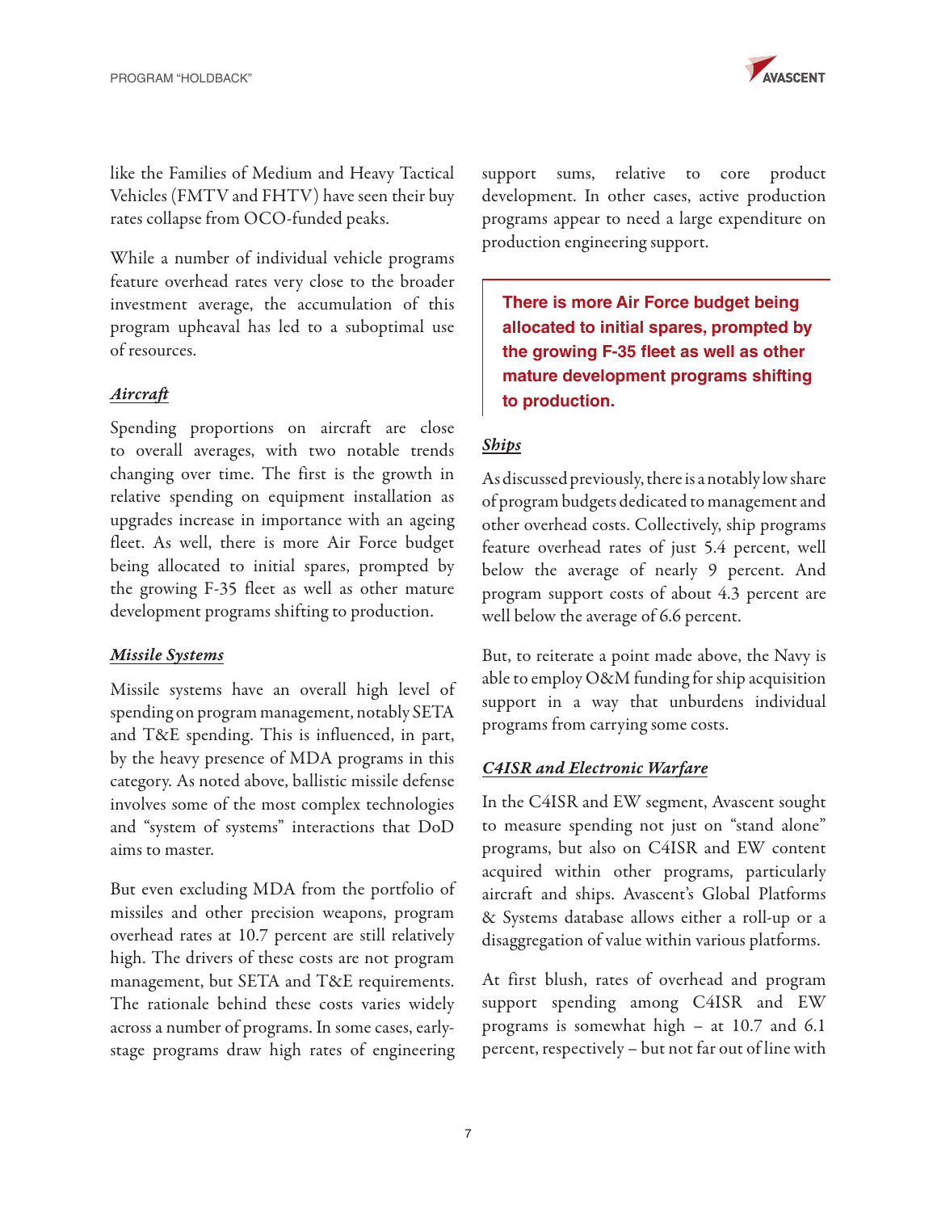like the Families of Medium and Heavy Tactical Vehicles (FMTV and FHTV) have seen their buy rates collapse from OCO-funded peaks.

While a number of individual vehicle programs feature overhead rates very close to the broader investment average, the accumulation of this program upheaval has led to a suboptimal use of resources.

### *Aircraft*

Spending proportions on aircraft are close to overall averages, with two notable trends changing over time. The first is the growth in relative spending on equipment installation as upgrades increase in importance with an ageing fleet. As well, there is more Air Force budget being allocated to initial spares, prompted by the growing F-35 fleet as well as other mature development programs shifting to production.

### *Missile Systems*

Missile systems have an overall high level of spending on program management, notably SETA and T&E spending. This is influenced, in part, by the heavy presence of MDA programs in this category. As noted above, ballistic missile defense involves some of the most complex technologies and "system of systems" interactions that DoD aims to master.

But even excluding MDA from the portfolio of missiles and other precision weapons, program overhead rates at 10.7 percent are still relatively high. The drivers of these costs are not program management, but SETA and T&E requirements. The rationale behind these costs varies widely across a number of programs. In some cases, early-stage programs draw high rates of engineering support sums, relative to core product development. In other cases, active production programs appear to need a large expenditure on production engineering support.

> **There is more Air Force budget being allocated to initial spares, prompted by the growing F-35 fleet as well as other mature development programs shifting to production.**

### *Ships*

As discussed previously, there is a notably low share of program budgets dedicated to management and other overhead costs. Collectively, ship programs feature overhead rates of just 5.4 percent, well below the average of nearly 9 percent. And program support costs of about 4.3 percent are well below the average of 6.6 percent.

But, to reiterate a point made above, the Navy is able to employ O&M funding for ship acquisition support in a way that unburdens individual programs from carrying some costs.

### *C4ISR and Electronic Warfare*

In the C4ISR and EW segment, Avascent sought to measure spending not just on "stand alone" programs, but also on C4ISR and EW content acquired within other programs, particularly aircraft and ships. Avascent's Global Platforms & Systems database allows either a roll-up or a disaggregation of value within various platforms.

At first blush, rates of overhead and program support spending among C4ISR and EW programs is somewhat high – at 10.7 and 6.1 percent, respectively – but not far out of line with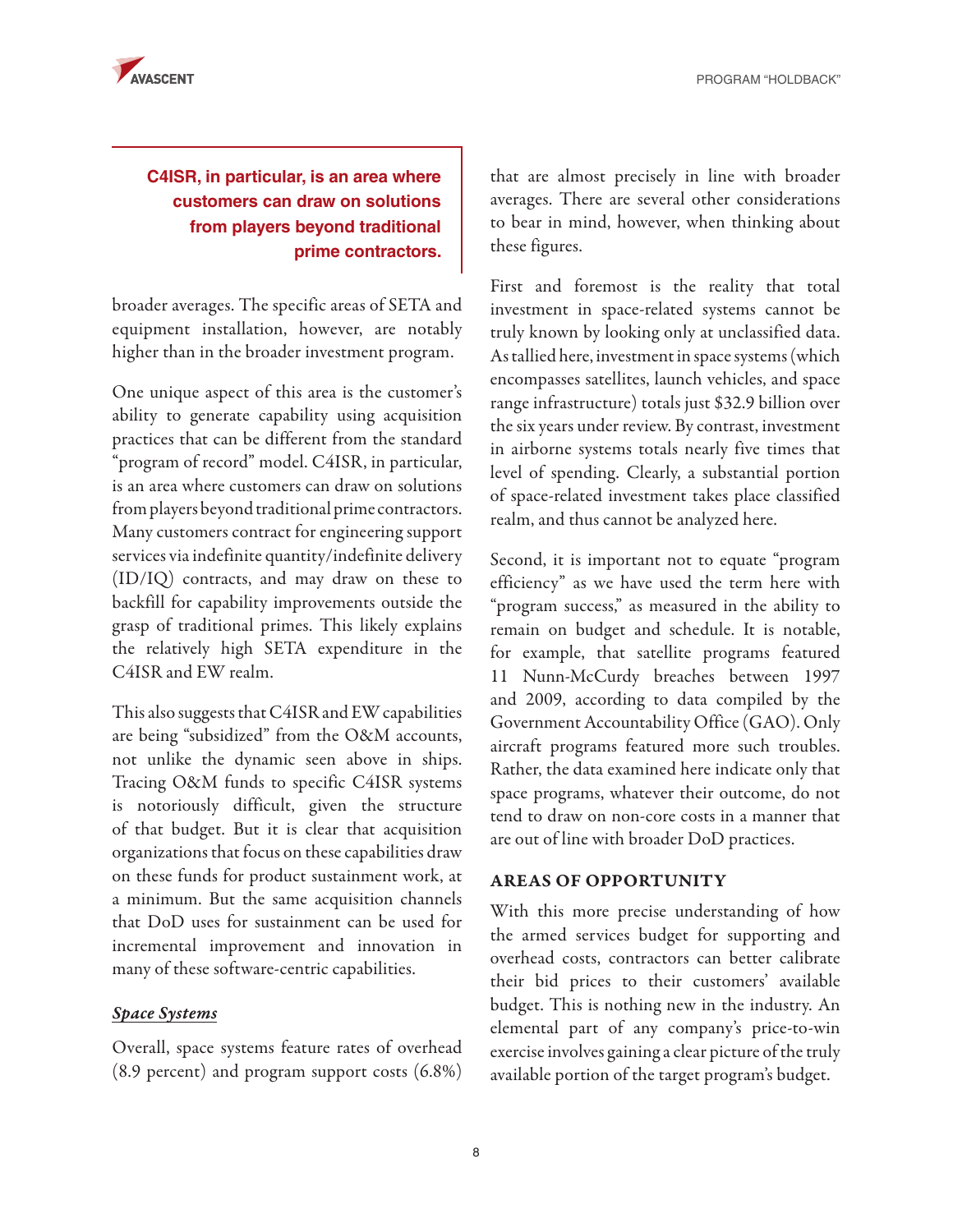**C4ISR, in particular, is an area where customers can draw on solutions from players beyond traditional prime contractors.**

broader averages. The specific areas of SETA and equipment installation, however, are notably higher than in the broader investment program.

One unique aspect of this area is the customer's ability to generate capability using acquisition practices that can be different from the standard "program of record" model. C4ISR, in particular, is an area where customers can draw on solutions from players beyond traditional prime contractors. Many customers contract for engineering support services via indefinite quantity/indefinite delivery (ID/IQ) contracts, and may draw on these to backfill for capability improvements outside the grasp of traditional primes. This likely explains the relatively high SETA expenditure in the C4ISR and EW realm.

This also suggests that C4ISR and EW capabilities are being "subsidized" from the O&M accounts, not unlike the dynamic seen above in ships. Tracing O&M funds to specific C4ISR systems is notoriously difficult, given the structure of that budget. But it is clear that acquisition organizations that focus on these capabilities draw on these funds for product sustainment work, at a minimum. But the same acquisition channels that DoD uses for sustainment can be used for incremental improvement and innovation in many of these software-centric capabilities.

***Space Systems***

Overall, space systems feature rates of overhead (8.9 percent) and program support costs (6.8%) that are almost precisely in line with broader averages. There are several other considerations to bear in mind, however, when thinking about these figures.

First and foremost is the reality that total investment in space-related systems cannot be truly known by looking only at unclassified data. As tallied here, investment in space systems (which encompasses satellites, launch vehicles, and space range infrastructure) totals just $32.9 billion over the six years under review. By contrast, investment in airborne systems totals nearly five times that level of spending. Clearly, a substantial portion of space-related investment takes place classified realm, and thus cannot be analyzed here.

Second, it is important not to equate "program efficiency" as we have used the term here with "program success," as measured in the ability to remain on budget and schedule. It is notable, for example, that satellite programs featured 11 Nunn-McCurdy breaches between 1997 and 2009, according to data compiled by the Government Accountability Office (GAO). Only aircraft programs featured more such troubles. Rather, the data examined here indicate only that space programs, whatever their outcome, do not tend to draw on non-core costs in a manner that are out of line with broader DoD practices.

## AREAS OF OPPORTUNITY

With this more precise understanding of how the armed services budget for supporting and overhead costs, contractors can better calibrate their bid prices to their customers' available budget. This is nothing new in the industry. An elemental part of any company's price-to-win exercise involves gaining a clear picture of the truly available portion of the target program's budget.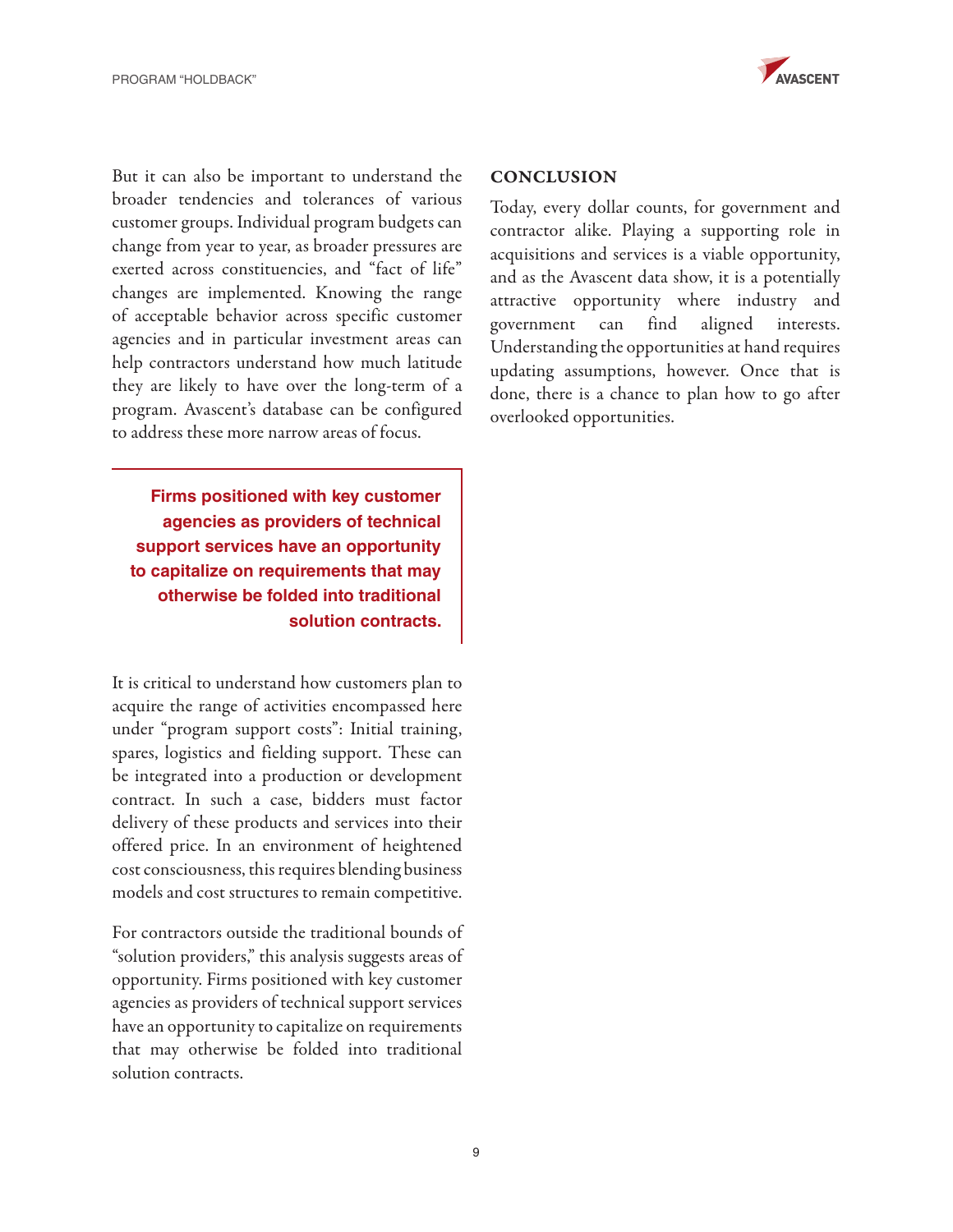But it can also be important to understand the broader tendencies and tolerances of various customer groups. Individual program budgets can change from year to year, as broader pressures are exerted across constituencies, and "fact of life" changes are implemented. Knowing the range of acceptable behavior across specific customer agencies and in particular investment areas can help contractors understand how much latitude they are likely to have over the long-term of a program. Avascent's database can be configured to address these more narrow areas of focus.

> **Firms positioned with key customer agencies as providers of technical support services have an opportunity to capitalize on requirements that may otherwise be folded into traditional solution contracts.**

It is critical to understand how customers plan to acquire the range of activities encompassed here under "program support costs": Initial training, spares, logistics and fielding support. These can be integrated into a production or development contract. In such a case, bidders must factor delivery of these products and services into their offered price. In an environment of heightened cost consciousness, this requires blending business models and cost structures to remain competitive.

For contractors outside the traditional bounds of "solution providers," this analysis suggests areas of opportunity. Firms positioned with key customer agencies as providers of technical support services have an opportunity to capitalize on requirements that may otherwise be folded into traditional solution contracts.

## CONCLUSION

Today, every dollar counts, for government and contractor alike. Playing a supporting role in acquisitions and services is a viable opportunity, and as the Avascent data show, it is a potentially attractive opportunity where industry and government can find aligned interests. Understanding the opportunities at hand requires updating assumptions, however. Once that is done, there is a chance to plan how to go after overlooked opportunities.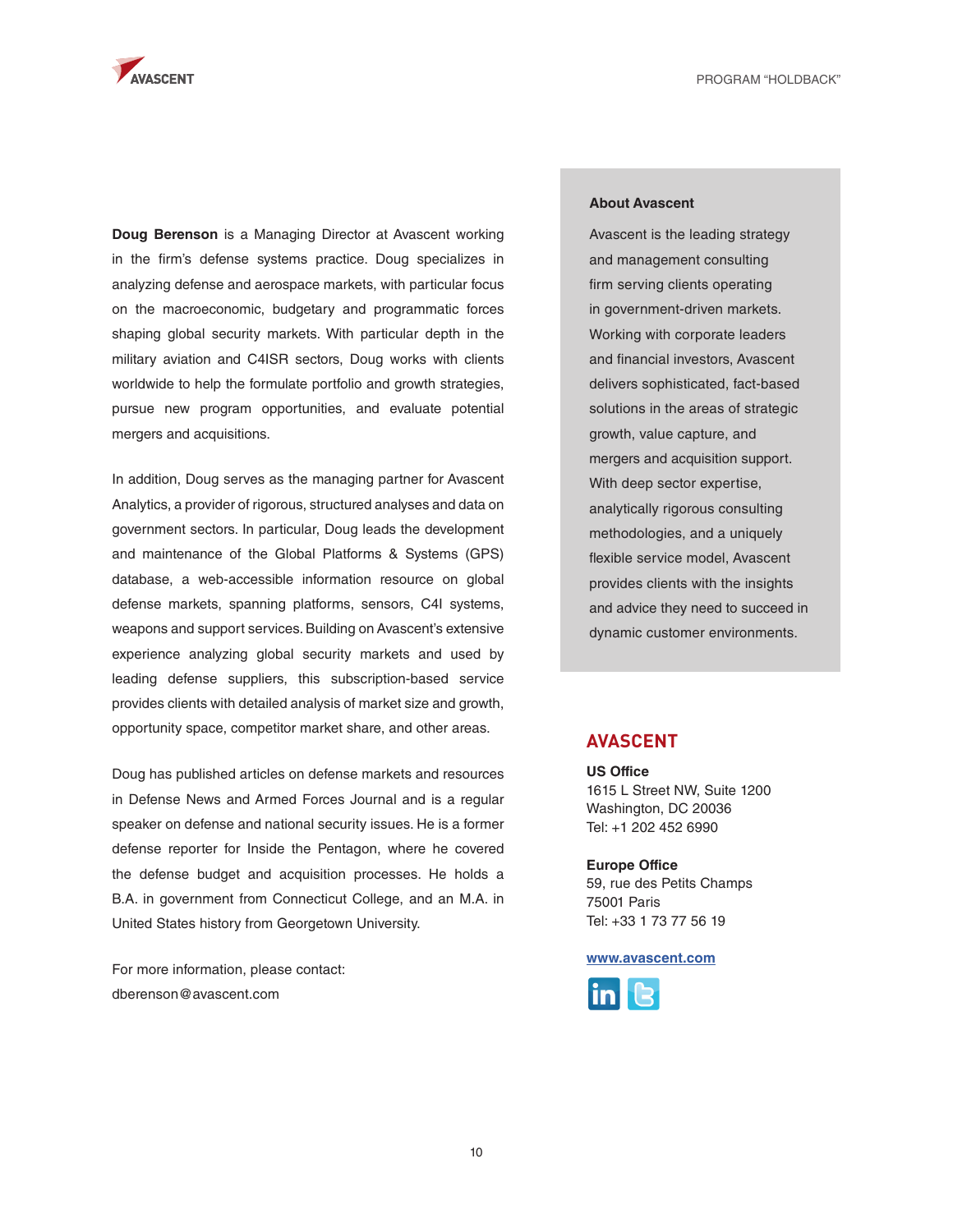**Doug Berenson** is a Managing Director at Avascent working in the firm's defense systems practice. Doug specializes in analyzing defense and aerospace markets, with particular focus on the macroeconomic, budgetary and programmatic forces shaping global security markets. With particular depth in the military aviation and C4ISR sectors, Doug works with clients worldwide to help the formulate portfolio and growth strategies, pursue new program opportunities, and evaluate potential mergers and acquisitions.

In addition, Doug serves as the managing partner for Avascent Analytics, a provider of rigorous, structured analyses and data on government sectors. In particular, Doug leads the development and maintenance of the Global Platforms & Systems (GPS) database, a web-accessible information resource on global defense markets, spanning platforms, sensors, C4I systems, weapons and support services. Building on Avascent's extensive experience analyzing global security markets and used by leading defense suppliers, this subscription-based service provides clients with detailed analysis of market size and growth, opportunity space, competitor market share, and other areas.

Doug has published articles on defense markets and resources in Defense News and Armed Forces Journal and is a regular speaker on defense and national security issues. He is a former defense reporter for Inside the Pentagon, where he covered the defense budget and acquisition processes. He holds a B.A. in government from Connecticut College, and an M.A. in United States history from Georgetown University.

For more information, please contact:
dberenson@avascent.com

**About Avascent**

Avascent is the leading strategy and management consulting firm serving clients operating in government-driven markets. Working with corporate leaders and financial investors, Avascent delivers sophisticated, fact-based solutions in the areas of strategic growth, value capture, and mergers and acquisition support. With deep sector expertise, analytically rigorous consulting methodologies, and a uniquely flexible service model, Avascent provides clients with the insights and advice they need to succeed in dynamic customer environments.

## AVASCENT

**US Office**
1615 L Street NW, Suite 1200
Washington, DC 20036
Tel: +1 202 452 6990

**Europe Office**
59, rue des Petits Champs
75001 Paris
Tel: +33 1 73 77 56 19

www.avascent.com